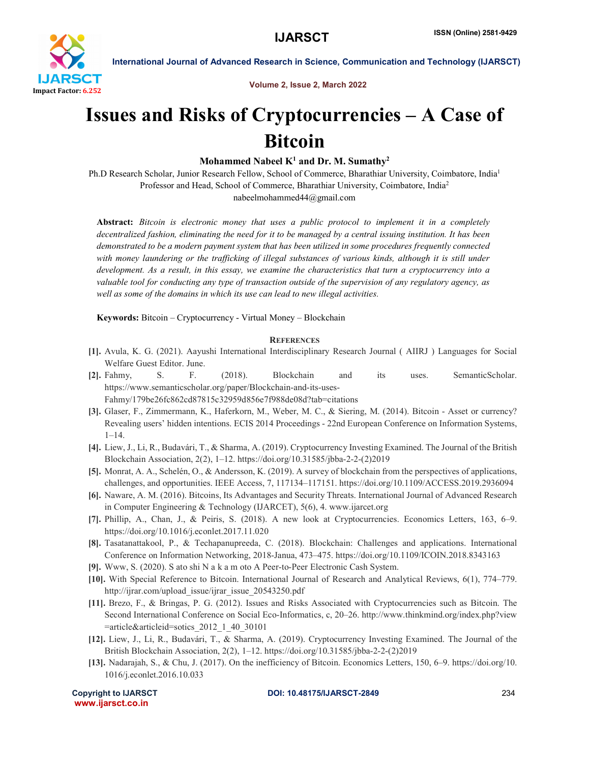# Issues and Risks of Cryptocurrencies – A Case of Bitcoin

**Mohammed Nabeel K[1] and Dr. M. Sumathy[2]**

Ph.D Research Scholar, Junior Research Fellow, School of Commerce, Bharathiar University, Coimbatore, India[1]
Professor and Head, School of Commerce, Bharathiar University, Coimbatore, India[2]
nabeelmohammed44@gmail.com

**Abstract:** *Bitcoin is electronic money that uses a public protocol to implement it in a completely decentralized fashion, eliminating the need for it to be managed by a central issuing institution. It has been demonstrated to be a modern payment system that has been utilized in some procedures frequently connected with money laundering or the trafficking of illegal substances of various kinds, although it is still under development. As a result, in this essay, we examine the characteristics that turn a cryptocurrency into a valuable tool for conducting any type of transaction outside of the supervision of any regulatory agency, as well as some of the domains in which its use can lead to new illegal activities.*

**Keywords:** Bitcoin – Cryptocurrency - Virtual Money – Blockchain

## References

**[1].** Avula, K. G. (2021). Aayushi International Interdisciplinary Research Journal ( AIIRJ ) Languages for Social Welfare Guest Editor. June.

**[2].** Fahmy, S. F. (2018). Blockchain and its uses. SemanticScholar. https://www.semanticscholar.org/paper/Blockchain-and-its-uses-Fahmy/179be26fc862cd87815c32959d856e7f988de08d?tab=citations

**[3].** Glaser, F., Zimmermann, K., Haferkorn, M., Weber, M. C., & Siering, M. (2014). Bitcoin - Asset or currency? Revealing users' hidden intentions. ECIS 2014 Proceedings - 22nd European Conference on Information Systems, 1–14.

**[4].** Liew, J., Li, R., Budavári, T., & Sharma, A. (2019). Cryptocurrency Investing Examined. The Journal of the British Blockchain Association, 2(2), 1–12. https://doi.org/10.31585/jbba-2-2-(2)2019

**[5].** Monrat, A. A., Schelén, O., & Andersson, K. (2019). A survey of blockchain from the perspectives of applications, challenges, and opportunities. IEEE Access, 7, 117134–117151. https://doi.org/10.1109/ACCESS.2019.2936094

**[6].** Naware, A. M. (2016). Bitcoins, Its Advantages and Security Threats. International Journal of Advanced Research in Computer Engineering & Technology (IJARCET), 5(6), 4. www.ijarcet.org

**[7].** Phillip, A., Chan, J., & Peiris, S. (2018). A new look at Cryptocurrencies. Economics Letters, 163, 6–9. https://doi.org/10.1016/j.econlet.2017.11.020

**[8].** Tasatanattakool, P., & Techapanupreeda, C. (2018). Blockchain: Challenges and applications. International Conference on Information Networking, 2018-Janua, 473–475. https://doi.org/10.1109/ICOIN.2018.8343163

**[9].** Www, S. (2020). S ato shi N a k a m oto A Peer-to-Peer Electronic Cash System.

**[10].** With Special Reference to Bitcoin. International Journal of Research and Analytical Reviews, 6(1), 774–779. http://ijrar.com/upload_issue/ijrar_issue_20543250.pdf

**[11].** Brezo, F., & Bringas, P. G. (2012). Issues and Risks Associated with Cryptocurrencies such as Bitcoin. The Second International Conference on Social Eco-Informatics, c, 20–26. http://www.thinkmind.org/index.php?view=article&articleid=sotics_2012_1_40_30101

**[12].** Liew, J., Li, R., Budavári, T., & Sharma, A. (2019). Cryptocurrency Investing Examined. The Journal of the British Blockchain Association, 2(2), 1–12. https://doi.org/10.31585/jbba-2-2-(2)2019

**[13].** Nadarajah, S., & Chu, J. (2017). On the inefficiency of Bitcoin. Economics Letters, 150, 6–9. https://doi.org/10.1016/j.econlet.2016.10.033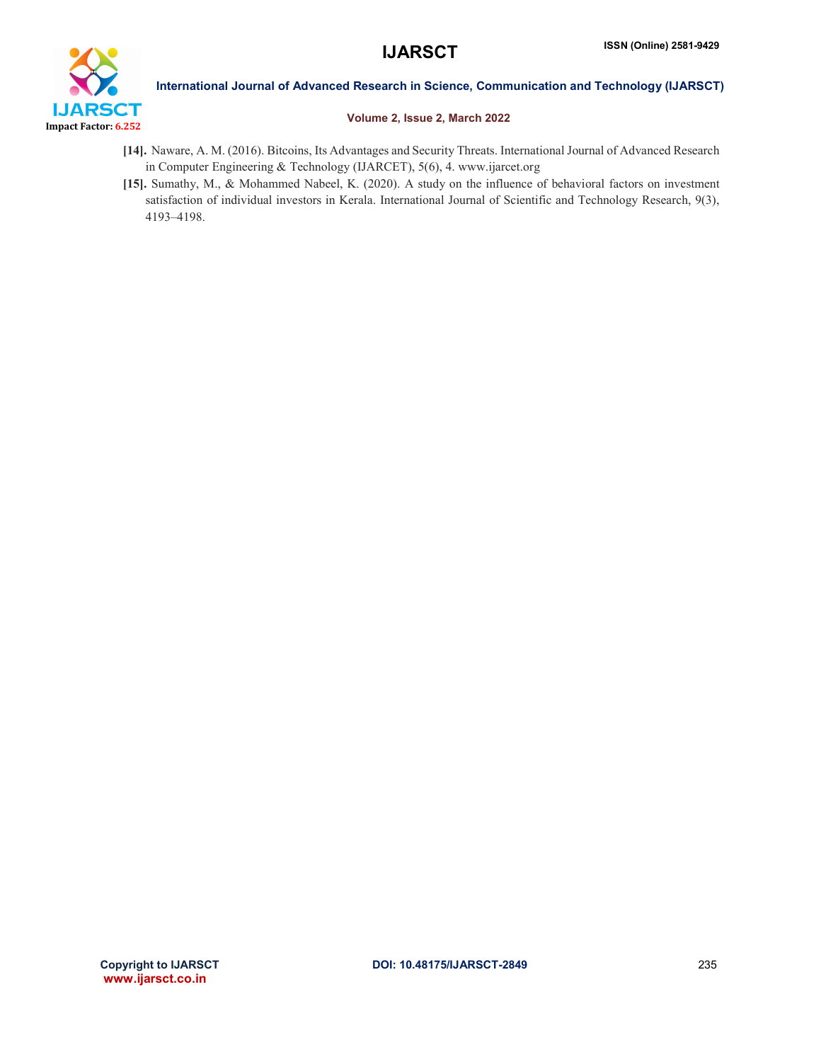**[14].** Naware, A. M. (2016). Bitcoins, Its Advantages and Security Threats. International Journal of Advanced Research in Computer Engineering & Technology (IJARCET), 5(6), 4. www.ijarcet.org

**[15].** Sumathy, M., & Mohammed Nabeel, K. (2020). A study on the influence of behavioral factors on investment satisfaction of individual investors in Kerala. International Journal of Scientific and Technology Research, 9(3), 4193–4198.